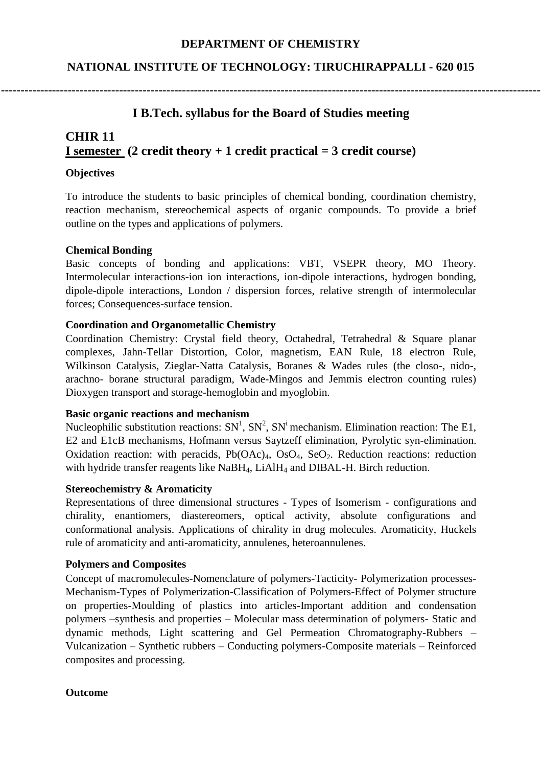**DEPARTMENT OF CHEMISTRY**

**NATIONAL INSTITUTE OF TECHNOLOGY: TIRUCHIRAPPALLI - 620 015**

---

## I B.Tech. syllabus for the Board of Studies meeting

## CHIR 11
## <u>I semester</u> (2 credit theory + 1 credit practical = 3 credit course)

**Objectives**

To introduce the students to basic principles of chemical bonding, coordination chemistry, reaction mechanism, stereochemical aspects of organic compounds. To provide a brief outline on the types and applications of polymers.

**Chemical Bonding**

Basic concepts of bonding and applications: VBT, VSEPR theory, MO Theory. Intermolecular interactions-ion ion interactions, ion-dipole interactions, hydrogen bonding, dipole-dipole interactions, London / dispersion forces, relative strength of intermolecular forces; Consequences-surface tension.

**Coordination and Organometallic Chemistry**

Coordination Chemistry: Crystal field theory, Octahedral, Tetrahedral & Square planar complexes, Jahn-Tellar Distortion, Color, magnetism, EAN Rule, 18 electron Rule, Wilkinson Catalysis, Zieglar-Natta Catalysis, Boranes & Wades rules (the closo-, nido-, arachno- borane structural paradigm, Wade-Mingos and Jemmis electron counting rules) Dioxygen transport and storage-hemoglobin and myoglobin.

**Basic organic reactions and mechanism**

Nucleophilic substitution reactions: $SN^1$, $SN^2$, $SN^i$ mechanism. Elimination reaction: The E1, E2 and E1cB mechanisms, Hofmann versus Saytzeff elimination, Pyrolytic syn-elimination. Oxidation reaction: with peracids, $Pb(OAc)_4$, $OsO_4$, $SeO_2$. Reduction reactions: reduction with hydride transfer reagents like $NaBH_4$, $LiAlH_4$ and DIBAL-H. Birch reduction.

**Stereochemistry & Aromaticity**

Representations of three dimensional structures - Types of Isomerism - configurations and chirality, enantiomers, diastereomers, optical activity, absolute configurations and conformational analysis. Applications of chirality in drug molecules. Aromaticity, Huckels rule of aromaticity and anti-aromaticity, annulenes, heteroannulenes.

**Polymers and Composites**

Concept of macromolecules-Nomenclature of polymers-Tacticity- Polymerization processes-Mechanism-Types of Polymerization-Classification of Polymers-Effect of Polymer structure on properties-Moulding of plastics into articles-Important addition and condensation polymers –synthesis and properties – Molecular mass determination of polymers- Static and dynamic methods, Light scattering and Gel Permeation Chromatography-Rubbers – Vulcanization – Synthetic rubbers – Conducting polymers-Composite materials – Reinforced composites and processing.

**Outcome**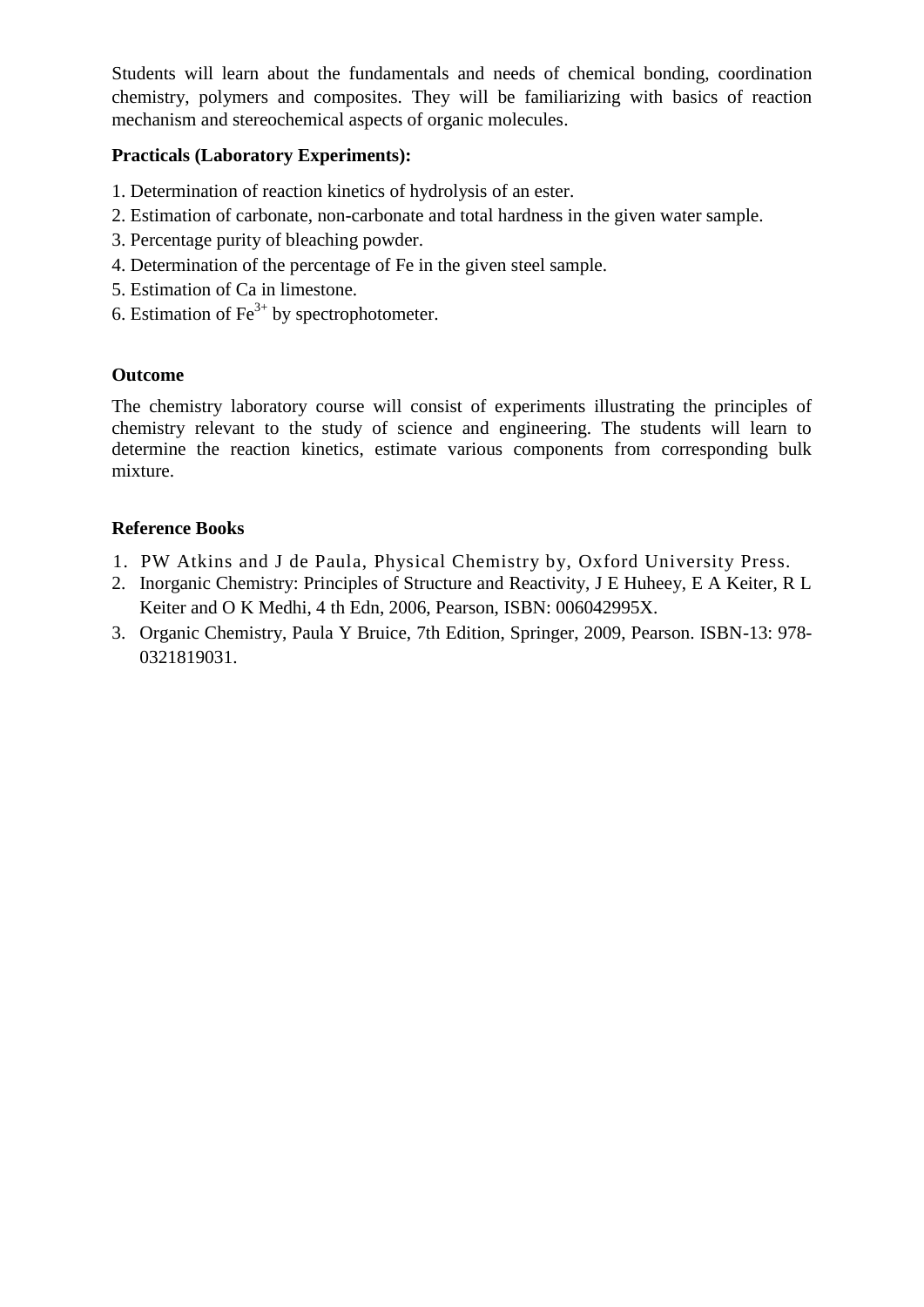Students will learn about the fundamentals and needs of chemical bonding, coordination chemistry, polymers and composites. They will be familiarizing with basics of reaction mechanism and stereochemical aspects of organic molecules.

**Practicals (Laboratory Experiments):**

1. Determination of reaction kinetics of hydrolysis of an ester.
2. Estimation of carbonate, non-carbonate and total hardness in the given water sample.
3. Percentage purity of bleaching powder.
4. Determination of the percentage of Fe in the given steel sample.
5. Estimation of Ca in limestone.
6. Estimation of $Fe^{3+}$ by spectrophotometer.

**Outcome**

The chemistry laboratory course will consist of experiments illustrating the principles of chemistry relevant to the study of science and engineering. The students will learn to determine the reaction kinetics, estimate various components from corresponding bulk mixture.

**Reference Books**

1. PW Atkins and J de Paula, Physical Chemistry by, Oxford University Press.
2. Inorganic Chemistry: Principles of Structure and Reactivity, J E Huheey, E A Keiter, R L Keiter and O K Medhi, 4 th Edn, 2006, Pearson, ISBN: 006042995X.
3. Organic Chemistry, Paula Y Bruice, 7th Edition, Springer, 2009, Pearson. ISBN-13: 978-0321819031.